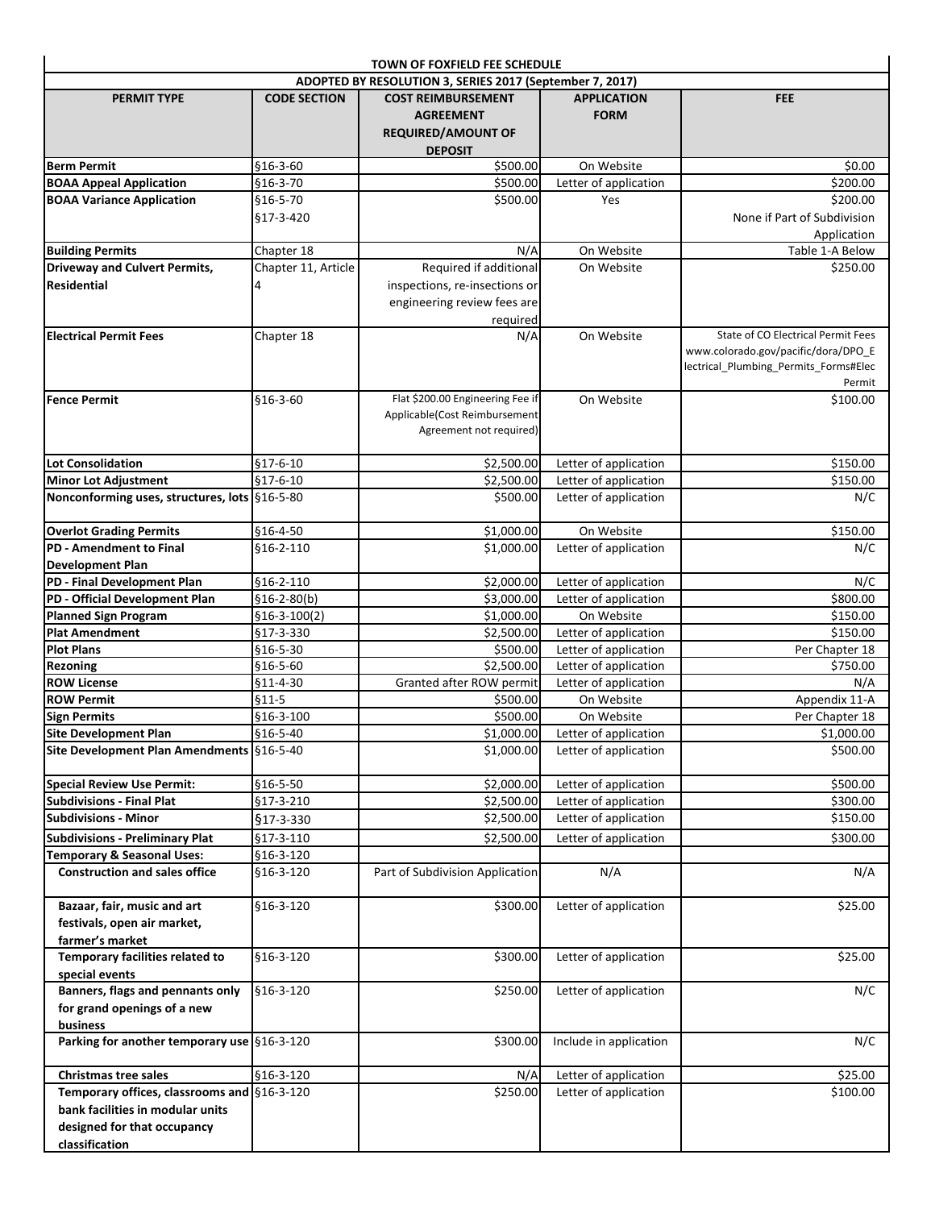**TOWN OF FOXFIELD FEE SCHEDULE**

**ADOPTED BY RESOLUTION 3, SERIES 2017 (September 7, 2017)**

| PERMIT TYPE | CODE SECTION | COST REIMBURSEMENT AGREEMENT REQUIRED/AMOUNT OF DEPOSIT | APPLICATION FORM | FEE |
|---|---|---|---|---|
| **Berm Permit** | §16-3-60 | $500.00 | On Website | $0.00 |
| **BOAA Appeal Application** | §16-3-70 | $500.00 | Letter of application | $200.00 |
| **BOAA Variance Application** | §16-5-70 §17-3-420 | $500.00 | Yes | $200.00 None if Part of Subdivision Application |
| **Building Permits** | Chapter 18 | N/A | On Website | Table 1-A Below |
| **Driveway and Culvert Permits, Residential** | Chapter 11, Article 4 | Required if additional inspections, re-insections or engineering review fees are required | On Website | $250.00 |
| **Electrical Permit Fees** | Chapter 18 | N/A | On Website | State of CO Electrical Permit Fees www.colorado.gov/pacific/dora/DPO_Electrical_Plumbing_Permits_Forms#ElecPermit |
| **Fence Permit** | §16-3-60 | Flat $200.00 Engineering Fee if Applicable(Cost Reimbursement Agreement not required) | On Website | $100.00 |
| **Lot Consolidation** | §17-6-10 | $2,500.00 | Letter of application | $150.00 |
| **Minor Lot Adjustment** | §17-6-10 | $2,500.00 | Letter of application | $150.00 |
| **Nonconforming uses, structures, lots** | §16-5-80 | $500.00 | Letter of application | N/C |
| **Overlot Grading Permits** | §16-4-50 | $1,000.00 | On Website | $150.00 |
| **PD - Amendment to Final Development Plan** | §16-2-110 | $1,000.00 | Letter of application | N/C |
| **PD - Final Development Plan** | §16-2-110 | $2,000.00 | Letter of application | N/C |
| **PD - Official Development Plan** | §16-2-80(b) | $3,000.00 | Letter of application | $800.00 |
| **Planned Sign Program** | §16-3-100(2) | $1,000.00 | On Website | $150.00 |
| **Plat Amendment** | §17-3-330 | $2,500.00 | Letter of application | $150.00 |
| **Plot Plans** | §16-5-30 | $500.00 | Letter of application | Per Chapter 18 |
| **Rezoning** | §16-5-60 | $2,500.00 | Letter of application | $750.00 |
| **ROW License** | §11-4-30 | Granted after ROW permit | Letter of application | N/A |
| **ROW Permit** | §11-5 | $500.00 | On Website | Appendix 11-A |
| **Sign Permits** | §16-3-100 | $500.00 | On Website | Per Chapter 18 |
| **Site Development Plan** | §16-5-40 | $1,000.00 | Letter of application | $1,000.00 |
| **Site Development Plan Amendments** | §16-5-40 | $1,000.00 | Letter of application | $500.00 |
| **Special Review Use Permit:** | §16-5-50 | $2,000.00 | Letter of application | $500.00 |
| **Subdivisions - Final Plat** | §17-3-210 | $2,500.00 | Letter of application | $300.00 |
| **Subdivisions - Minor** | §17-3-330 | $2,500.00 | Letter of application | $150.00 |
| **Subdivisions - Preliminary Plat** | §17-3-110 | $2,500.00 | Letter of application | $300.00 |
| **Temporary & Seasonal Uses:** | §16-3-120 | | | |
| **Construction and sales office** | §16-3-120 | Part of Subdivision Application | N/A | N/A |
| **Bazaar, fair, music and art festivals, open air market, farmer's market** | §16-3-120 | $300.00 | Letter of application | $25.00 |
| **Temporary facilities related to special events** | §16-3-120 | $300.00 | Letter of application | $25.00 |
| **Banners, flags and pennants only for grand openings of a new business** | §16-3-120 | $250.00 | Letter of application | N/C |
| **Parking for another temporary use** | §16-3-120 | $300.00 | Include in application | N/C |
| **Christmas tree sales** | §16-3-120 | N/A | Letter of application | $25.00 |
| **Temporary offices, classrooms and bank facilities in modular units designed for that occupancy classification** | §16-3-120 | $250.00 | Letter of application | $100.00 |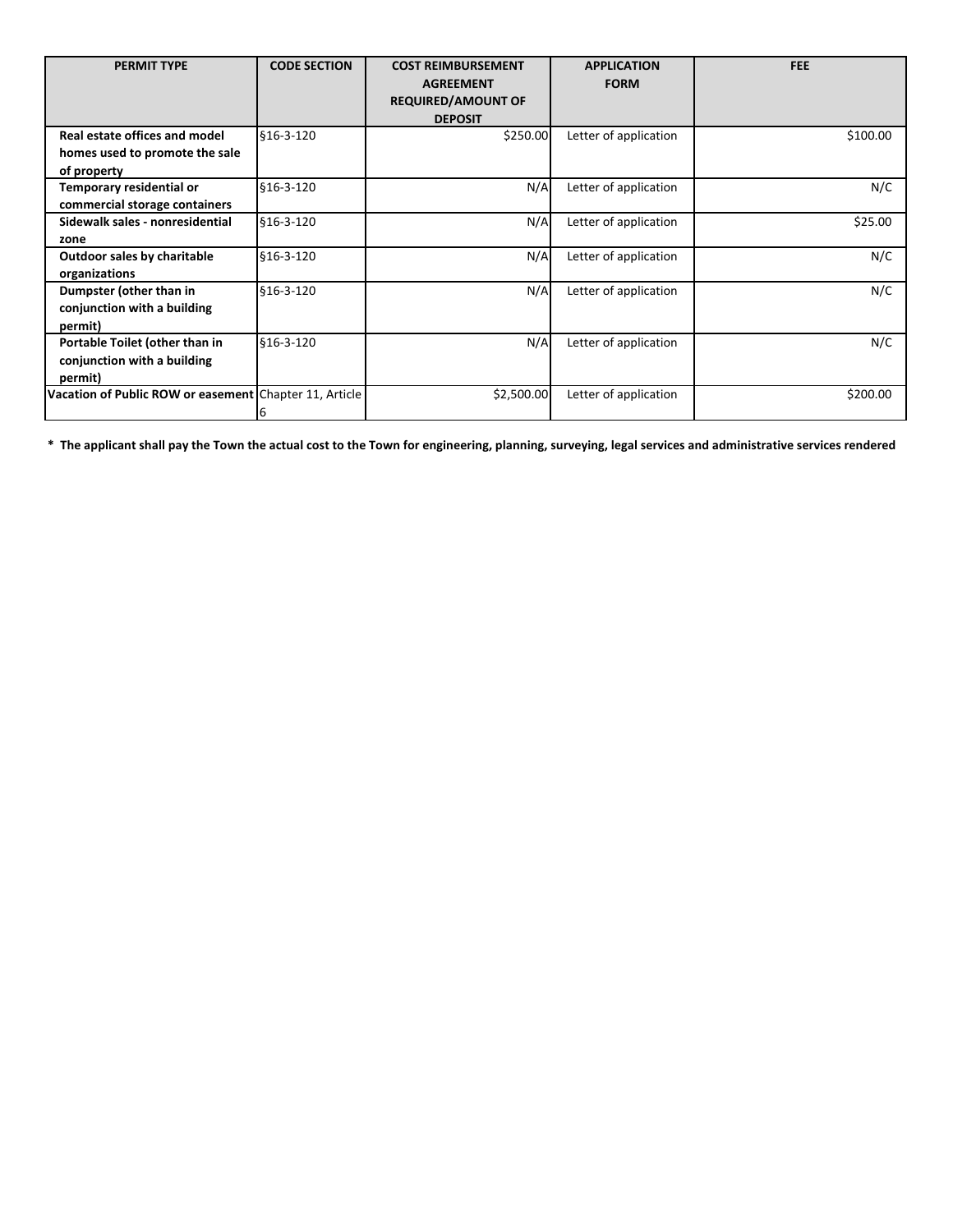| PERMIT TYPE | CODE SECTION | COST REIMBURSEMENT AGREEMENT REQUIRED/AMOUNT OF DEPOSIT | APPLICATION FORM | FEE |
|---|---|---|---|---|
| **Real estate offices and model homes used to promote the sale of property** | §16-3-120 | $250.00 | Letter of application | $100.00 |
| **Temporary residential or commercial storage containers** | §16-3-120 | N/A | Letter of application | N/C |
| **Sidewalk sales - nonresidential zone** | §16-3-120 | N/A | Letter of application | $25.00 |
| **Outdoor sales by charitable organizations** | §16-3-120 | N/A | Letter of application | N/C |
| **Dumpster (other than in conjunction with a building permit)** | §16-3-120 | N/A | Letter of application | N/C |
| **Portable Toilet (other than in conjunction with a building permit)** | §16-3-120 | N/A | Letter of application | N/C |
| **Vacation of Public ROW or easement** | Chapter 11, Article 6 | $2,500.00 | Letter of application | $200.00 |

**\* The applicant shall pay the Town the actual cost to the Town for engineering, planning, surveying, legal services and administrative services rendered**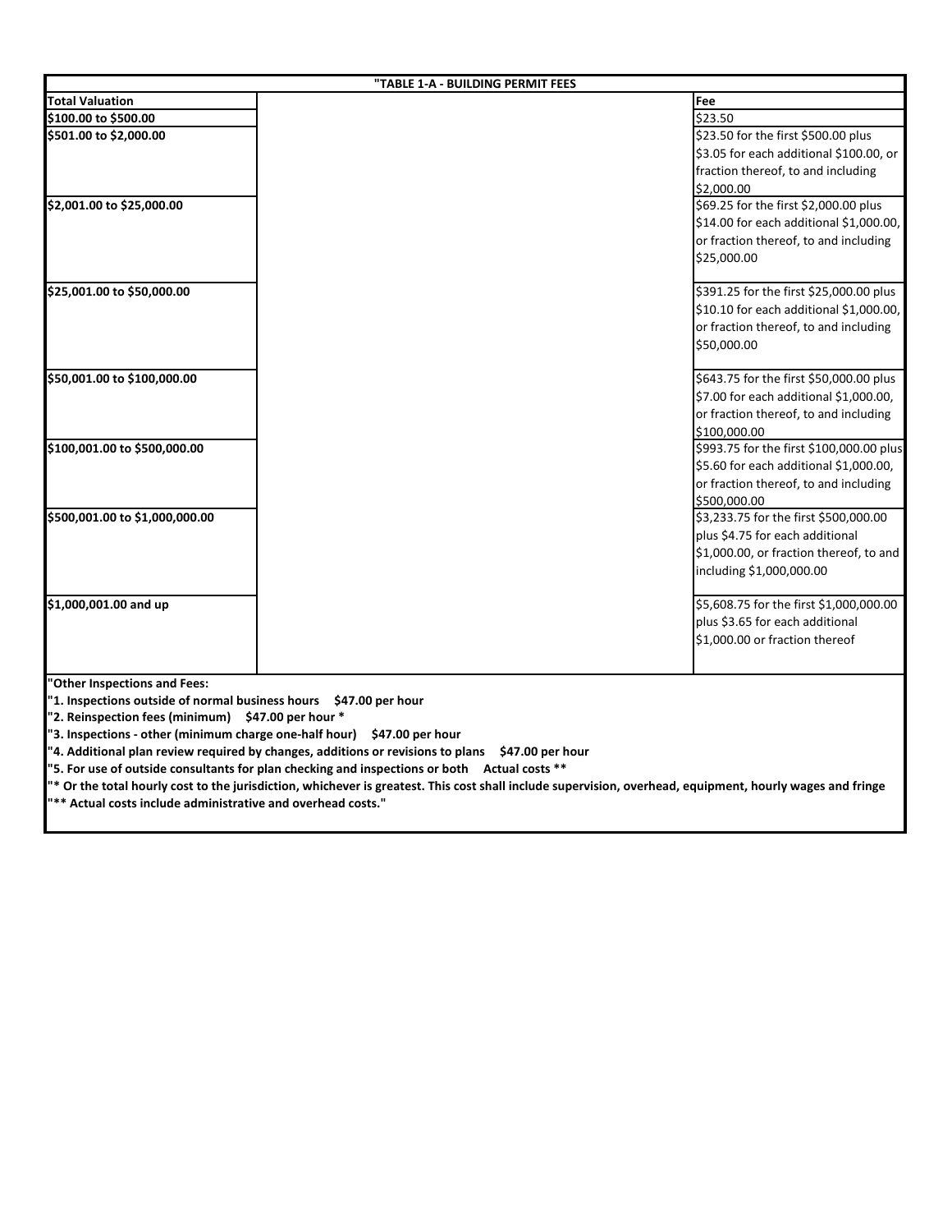| "TABLE 1-A - BUILDING PERMIT FEES | | |
|---|---|---|
| **Total Valuation** | | **Fee** |
| **$100.00 to $500.00** | | $23.50 |
| **$501.00 to $2,000.00** | | $23.50 for the first $500.00 plus $3.05 for each additional $100.00, or fraction thereof, to and including $2,000.00 |
| **$2,001.00 to $25,000.00** | | $69.25 for the first $2,000.00 plus $14.00 for each additional $1,000.00, or fraction thereof, to and including $25,000.00 |
| **$25,001.00 to $50,000.00** | | $391.25 for the first $25,000.00 plus $10.10 for each additional $1,000.00, or fraction thereof, to and including $50,000.00 |
| **$50,001.00 to $100,000.00** | | $643.75 for the first $50,000.00 plus $7.00 for each additional $1,000.00, or fraction thereof, to and including $100,000.00 |
| **$100,001.00 to $500,000.00** | | $993.75 for the first $100,000.00 plus $5.60 for each additional $1,000.00, or fraction thereof, to and including $500,000.00 |
| **$500,001.00 to $1,000,000.00** | | $3,233.75 for the first $500,000.00 plus $4.75 for each additional $1,000.00, or fraction thereof, to and including $1,000,000.00 |
| **$1,000,001.00 and up** | | $5,608.75 for the first $1,000,000.00 plus $3.65 for each additional $1,000.00 or fraction thereof |

**"Other Inspections and Fees:**

**"1. Inspections outside of normal business hours $47.00 per hour**

**"2. Reinspection fees (minimum) $47.00 per hour ***

**"3. Inspections - other (minimum charge one-half hour) $47.00 per hour**

**"4. Additional plan review required by changes, additions or revisions to plans $47.00 per hour**

**"5. For use of outside consultants for plan checking and inspections or both Actual costs ****

**"* Or the total hourly cost to the jurisdiction, whichever is greatest. This cost shall include supervision, overhead, equipment, hourly wages and fringe**

**"** Actual costs include administrative and overhead costs."**